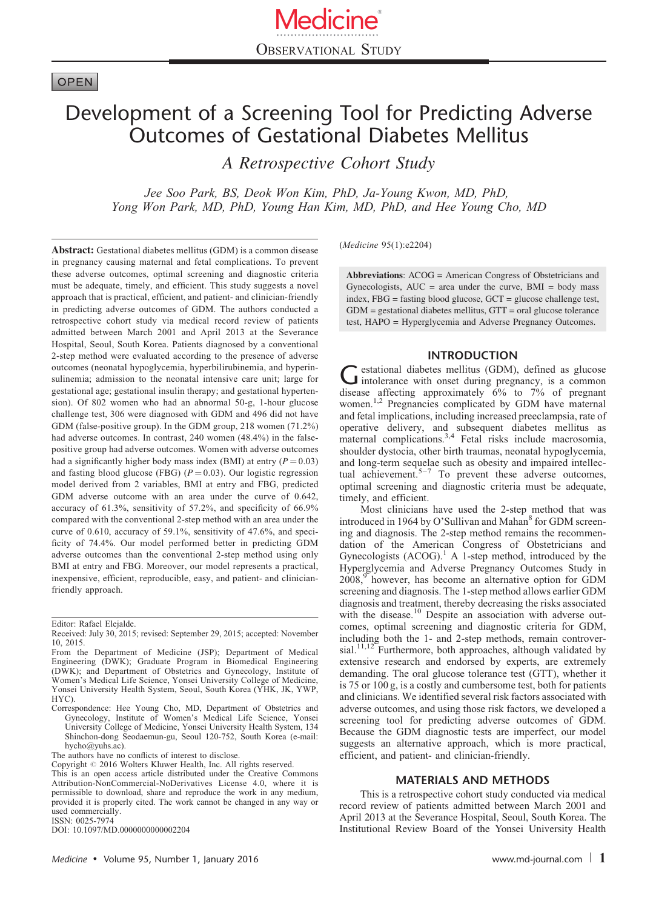Observational Study

OPEN

# Development of a Screening Tool for Predicting Adverse Outcomes of Gestational Diabetes Mellitus

## *A Retrospective Cohort Study*

*Jee Soo Park, BS, Deok Won Kim, PhD, Ja-Young Kwon, MD, PhD, Yong Won Park, MD, PhD, Young Han Kim, MD, PhD, and Hee Young Cho, MD*

**Abstract:** Gestational diabetes mellitus (GDM) is a common disease in pregnancy causing maternal and fetal complications. To prevent these adverse outcomes, optimal screening and diagnostic criteria must be adequate, timely, and efficient. This study suggests a novel approach that is practical, efficient, and patient- and clinician-friendly in predicting adverse outcomes of GDM. The authors conducted a retrospective cohort study via medical record review of patients admitted between March 2001 and April 2013 at the Severance Hospital, Seoul, South Korea. Patients diagnosed by a conventional 2-step method were evaluated according to the presence of adverse outcomes (neonatal hypoglycemia, hyperbilirubinemia, and hyperinsulinemia; admission to the neonatal intensive care unit; large for gestational age; gestational insulin therapy; and gestational hypertension). Of 802 women who had an abnormal 50-g, 1-hour glucose challenge test, 306 were diagnosed with GDM and 496 did not have GDM (false-positive group). In the GDM group, 218 women (71.2%) had adverse outcomes. In contrast, 240 women (48.4%) in the false-positive group had adverse outcomes. Women with adverse outcomes had a significantly higher body mass index (BMI) at entry ($P = 0.03$) and fasting blood glucose (FBG) ($P = 0.03$). Our logistic regression model derived from 2 variables, BMI at entry and FBG, predicted GDM adverse outcome with an area under the curve of 0.642, accuracy of 61.3%, sensitivity of 57.2%, and specificity of 66.9% compared with the conventional 2-step method with an area under the curve of 0.610, accuracy of 59.1%, sensitivity of 47.6%, and specificity of 74.4%. Our model performed better in predicting GDM adverse outcomes than the conventional 2-step method using only BMI at entry and FBG. Moreover, our model represents a practical, inexpensive, efficient, reproducible, easy, and patient- and clinician-friendly approach.

(*Medicine* 95(1):e2204)

**Abbreviations**: ACOG = American Congress of Obstetricians and Gynecologists, AUC = area under the curve, BMI = body mass index, FBG = fasting blood glucose, GCT = glucose challenge test, GDM = gestational diabetes mellitus, GTT = oral glucose tolerance test, HAPO = Hyperglycemia and Adverse Pregnancy Outcomes.

Editor: Rafael Elejalde.

Received: July 30, 2015; revised: September 29, 2015; accepted: November 10, 2015.

From the Department of Medicine (JSP); Department of Medical Engineering (DWK); Graduate Program in Biomedical Engineering (DWK); and Department of Obstetrics and Gynecology, Institute of Women's Medical Life Science, Yonsei University College of Medicine, Yonsei University Health System, Seoul, South Korea (YHK, JK, YWP, HYC).

Correspondence: Hee Young Cho, MD, Department of Obstetrics and Gynecology, Institute of Women's Medical Life Science, Yonsei University College of Medicine, Yonsei University Health System, 134 Shinchon-dong Seodaemun-gu, Seoul 120-752, South Korea (e-mail: hycho@yuhs.ac).

The authors have no conflicts of interest to disclose.

Copyright © 2016 Wolters Kluwer Health, Inc. All rights reserved.

This is an open access article distributed under the Creative Commons Attribution-NonCommercial-NoDerivatives License 4.0, where it is permissible to download, share and reproduce the work in any medium, provided it is properly cited. The work cannot be changed in any way or used commercially.

ISSN: 0025-7974

DOI: 10.1097/MD.0000000000002204

## INTRODUCTION

Gestational diabetes mellitus (GDM), defined as glucose intolerance with onset during pregnancy, is a common disease affecting approximately 6% to 7% of pregnant women.[1,2] Pregnancies complicated by GDM have maternal and fetal implications, including increased preeclampsia, rate of operative delivery, and subsequent diabetes mellitus as maternal complications.[3,4] Fetal risks include macrosomia, shoulder dystocia, other birth traumas, neonatal hypoglycemia, and long-term sequelae such as obesity and impaired intellectual achievement.[5–7] To prevent these adverse outcomes, optimal screening and diagnostic criteria must be adequate, timely, and efficient.

Most clinicians have used the 2-step method that was introduced in 1964 by O'Sullivan and Mahan[8] for GDM screening and diagnosis. The 2-step method remains the recommendation of the American Congress of Obstetricians and Gynecologists (ACOG).[1] A 1-step method, introduced by the Hyperglycemia and Adverse Pregnancy Outcomes Study in 2008,[9] however, has become an alternative option for GDM screening and diagnosis. The 1-step method allows earlier GDM diagnosis and treatment, thereby decreasing the risks associated with the disease.[10] Despite an association with adverse outcomes, optimal screening and diagnostic criteria for GDM, including both the 1- and 2-step methods, remain controversial.[11,12] Furthermore, both approaches, although validated by extensive research and endorsed by experts, are extremely demanding. The oral glucose tolerance test (GTT), whether it is 75 or 100 g, is a costly and cumbersome test, both for patients and clinicians. We identified several risk factors associated with adverse outcomes, and using those risk factors, we developed a screening tool for predicting adverse outcomes of GDM. Because the GDM diagnostic tests are imperfect, our model suggests an alternative approach, which is more practical, efficient, and patient- and clinician-friendly.

## MATERIALS AND METHODS

This is a retrospective cohort study conducted via medical record review of patients admitted between March 2001 and April 2013 at the Severance Hospital, Seoul, South Korea. The Institutional Review Board of the Yonsei University Health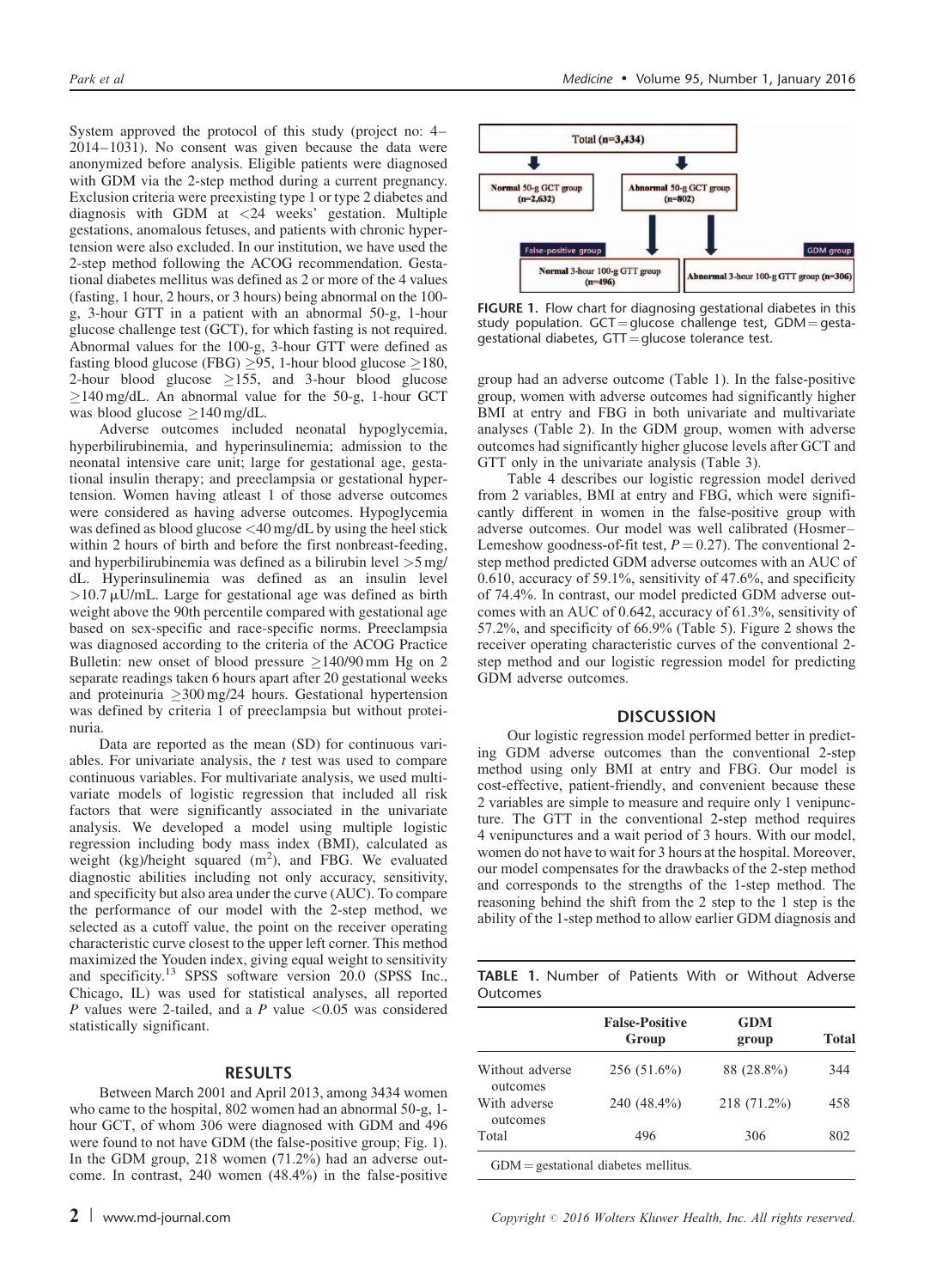System approved the protocol of this study (project no: 4–2014–1031). No consent was given because the data were anonymized before analysis. Eligible patients were diagnosed with GDM via the 2-step method during a current pregnancy. Exclusion criteria were preexisting type 1 or type 2 diabetes and diagnosis with GDM at <24 weeks' gestation. Multiple gestations, anomalous fetuses, and patients with chronic hypertension were also excluded. In our institution, we have used the 2-step method following the ACOG recommendation. Gestational diabetes mellitus was defined as 2 or more of the 4 values (fasting, 1 hour, 2 hours, or 3 hours) being abnormal on the 100-g, 3-hour GTT in a patient with an abnormal 50-g, 1-hour glucose challenge test (GCT), for which fasting is not required. Abnormal values for the 100-g, 3-hour GTT were defined as fasting blood glucose (FBG) ≥95, 1-hour blood glucose ≥180, 2-hour blood glucose ≥155, and 3-hour blood glucose ≥140 mg/dL. An abnormal value for the 50-g, 1-hour GCT was blood glucose ≥140 mg/dL.

Adverse outcomes included neonatal hypoglycemia, hyperbilirubinemia, and hyperinsulinemia; admission to the neonatal intensive care unit; large for gestational age, gestational insulin therapy; and preeclampsia or gestational hypertension. Women having atleast 1 of those adverse outcomes were considered as having adverse outcomes. Hypoglycemia was defined as blood glucose <40 mg/dL by using the heel stick within 2 hours of birth and before the first nonbreast-feeding, and hyperbilirubinemia was defined as a bilirubin level >5 mg/dL. Hyperinsulinemia was defined as an insulin level >10.7 μU/mL. Large for gestational age was defined as birth weight above the 90th percentile compared with gestational age based on sex-specific and race-specific norms. Preeclampsia was diagnosed according to the criteria of the ACOG Practice Bulletin: new onset of blood pressure ≥140/90 mm Hg on 2 separate readings taken 6 hours apart after 20 gestational weeks and proteinuria ≥300 mg/24 hours. Gestational hypertension was defined by criteria 1 of preeclampsia but without proteinuria.

Data are reported as the mean (SD) for continuous variables. For univariate analysis, the *t* test was used to compare continuous variables. For multivariate analysis, we used multivariate models of logistic regression that included all risk factors that were significantly associated in the univariate analysis. We developed a model using multiple logistic regression including body mass index (BMI), calculated as weight (kg)/height squared ($m^2$), and FBG. We evaluated diagnostic abilities including not only accuracy, sensitivity, and specificity but also area under the curve (AUC). To compare the performance of our model with the 2-step method, we selected as a cutoff value, the point on the receiver operating characteristic curve closest to the upper left corner. This method maximized the Youden index, giving equal weight to sensitivity and specificity.[13] SPSS software version 20.0 (SPSS Inc., Chicago, IL) was used for statistical analyses, all reported *P* values were 2-tailed, and a *P* value <0.05 was considered statistically significant.

## RESULTS

Between March 2001 and April 2013, among 3434 women who came to the hospital, 802 women had an abnormal 50-g, 1-hour GCT, of whom 306 were diagnosed with GDM and 496 were found to not have GDM (the false-positive group; Fig. 1). In the GDM group, 218 women (71.2%) had an adverse outcome. In contrast, 240 women (48.4%) in the false-positive group had an adverse outcome (Table 1). In the false-positive group, women with adverse outcomes had significantly higher BMI at entry and FBG in both univariate and multivariate analyses (Table 2). In the GDM group, women with adverse outcomes had significantly higher glucose levels after GCT and GTT only in the univariate analysis (Table 3).

Total (n=3,434) → Normal 50-g GCT group (n=2,632); Abnormal 50-g GCT group (n=802) → False-positive group: Normal 3-hour 100-g GTT group (n=496); GDM group: Abnormal 3-hour 100-g GTT group (n=306)

FIGURE 1. Flow chart for diagnosing gestational diabetes in this study population. GCT = glucose challenge test, GDM = gestagestational diabetes, GTT = glucose tolerance test.

Table 4 describes our logistic regression model derived from 2 variables, BMI at entry and FBG, which were significantly different in women in the false-positive group with adverse outcomes. Our model was well calibrated (Hosmer–Lemeshow goodness-of-fit test, $P = 0.27$). The conventional 2-step method predicted GDM adverse outcomes with an AUC of 0.610, accuracy of 59.1%, sensitivity of 47.6%, and specificity of 74.4%. In contrast, our model predicted GDM adverse outcomes with an AUC of 0.642, accuracy of 61.3%, sensitivity of 57.2%, and specificity of 66.9% (Table 5). Figure 2 shows the receiver operating characteristic curves of the conventional 2-step method and our logistic regression model for predicting GDM adverse outcomes.

## DISCUSSION

Our logistic regression model performed better in predicting GDM adverse outcomes than the conventional 2-step method using only BMI at entry and FBG. Our model is cost-effective, patient-friendly, and convenient because these 2 variables are simple to measure and require only 1 venipuncture. The GTT in the conventional 2-step method requires 4 venipunctures and a wait period of 3 hours. With our model, women do not have to wait for 3 hours at the hospital. Moreover, our model compensates for the drawbacks of the 2-step method and corresponds to the strengths of the 1-step method. The reasoning behind the shift from the 2 step to the 1 step is the ability of the 1-step method to allow earlier GDM diagnosis and

TABLE 1. Number of Patients With or Without Adverse Outcomes

| | False-Positive Group | GDM group | Total |
|---|---|---|---|
| Without adverse outcomes | 256 (51.6%) | 88 (28.8%) | 344 |
| With adverse outcomes | 240 (48.4%) | 218 (71.2%) | 458 |
| Total | 496 | 306 | 802 |

GDM = gestational diabetes mellitus.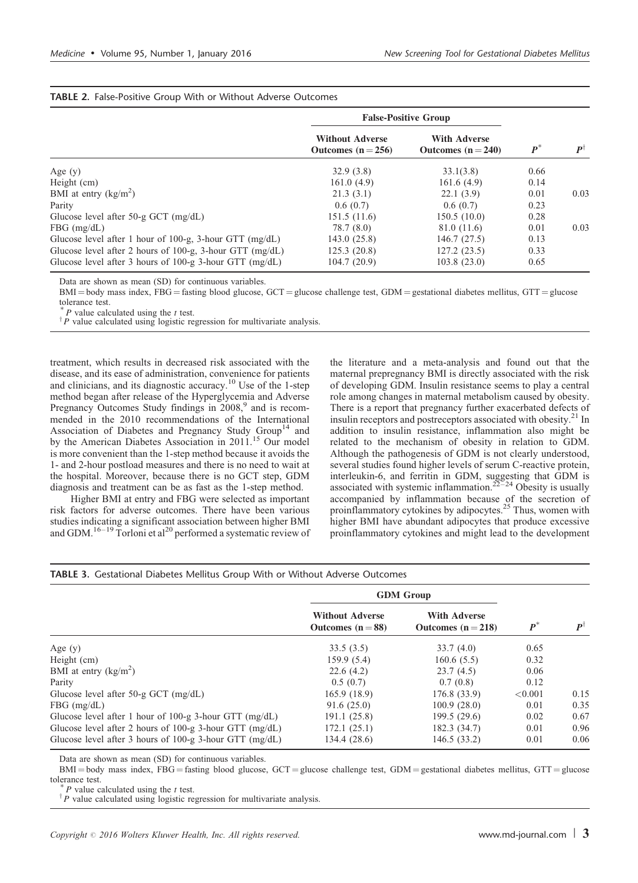**TABLE 2.** False-Positive Group With or Without Adverse Outcomes

| | False-Positive Group | | | |
|---|---|---|---|---|
| | Without Adverse Outcomes (n = 256) | With Adverse Outcomes (n = 240) | $P^*$ | $P^\dagger$ |
| Age (y) | 32.9 (3.8) | 33.1(3.8) | 0.66 | |
| Height (cm) | 161.0 (4.9) | 161.6 (4.9) | 0.14 | |
| BMI at entry (kg/m$^2$) | 21.3 (3.1) | 22.1 (3.9) | 0.01 | 0.03 |
| Parity | 0.6 (0.7) | 0.6 (0.7) | 0.23 | |
| Glucose level after 50-g GCT (mg/dL) | 151.5 (11.6) | 150.5 (10.0) | 0.28 | |
| FBG (mg/dL) | 78.7 (8.0) | 81.0 (11.6) | 0.01 | 0.03 |
| Glucose level after 1 hour of 100-g, 3-hour GTT (mg/dL) | 143.0 (25.8) | 146.7 (27.5) | 0.13 | |
| Glucose level after 2 hours of 100-g, 3-hour GTT (mg/dL) | 125.3 (20.8) | 127.2 (23.5) | 0.33 | |
| Glucose level after 3 hours of 100-g 3-hour GTT (mg/dL) | 104.7 (20.9) | 103.8 (23.0) | 0.65 | |

Data are shown as mean (SD) for continuous variables.

BMI = body mass index, FBG = fasting blood glucose, GCT = glucose challenge test, GDM = gestational diabetes mellitus, GTT = glucose tolerance test.

* P value calculated using the t test.

† P value calculated using logistic regression for multivariate analysis.

treatment, which results in decreased risk associated with the disease, and its ease of administration, convenience for patients and clinicians, and its diagnostic accuracy.[10] Use of the 1-step method began after release of the Hyperglycemia and Adverse Pregnancy Outcomes Study findings in 2008,[9] and is recommended in the 2010 recommendations of the International Association of Diabetes and Pregnancy Study Group[14] and by the American Diabetes Association in 2011.[15] Our model is more convenient than the 1-step method because it avoids the 1- and 2-hour postload measures and there is no need to wait at the hospital. Moreover, because there is no GCT step, GDM diagnosis and treatment can be as fast as the 1-step method.

Higher BMI at entry and FBG were selected as important risk factors for adverse outcomes. There have been various studies indicating a significant association between higher BMI and GDM.[16–19] Torloni et al[20] performed a systematic review of the literature and a meta-analysis and found out that the maternal prepregnancy BMI is directly associated with the risk of developing GDM. Insulin resistance seems to play a central role among changes in maternal metabolism caused by obesity. There is a report that pregnancy further exacerbated defects of insulin receptors and postreceptors associated with obesity.[21] In addition to insulin resistance, inflammation also might be related to the mechanism of obesity in relation to GDM. Although the pathogenesis of GDM is not clearly understood, several studies found higher levels of serum C-reactive protein, interleukin-6, and ferritin in GDM, suggesting that GDM is associated with systemic inflammation.[22–24] Obesity is usually accompanied by inflammation because of the secretion of proinflammatory cytokines by adipocytes.[25] Thus, women with higher BMI have abundant adipocytes that produce excessive proinflammatory cytokines and might lead to the development

**TABLE 3.** Gestational Diabetes Mellitus Group With or Without Adverse Outcomes

| | GDM Group | | | |
|---|---|---|---|---|
| | Without Adverse Outcomes (n = 88) | With Adverse Outcomes (n = 218) | $P^*$ | $P^\dagger$ |
| Age (y) | 33.5 (3.5) | 33.7 (4.0) | 0.65 | |
| Height (cm) | 159.9 (5.4) | 160.6 (5.5) | 0.32 | |
| BMI at entry (kg/m$^2$) | 22.6 (4.2) | 23.7 (4.5) | 0.06 | |
| Parity | 0.5 (0.7) | 0.7 (0.8) | 0.12 | |
| Glucose level after 50-g GCT (mg/dL) | 165.9 (18.9) | 176.8 (33.9) | <0.001 | 0.15 |
| FBG (mg/dL) | 91.6 (25.0) | 100.9 (28.0) | 0.01 | 0.35 |
| Glucose level after 1 hour of 100-g 3-hour GTT (mg/dL) | 191.1 (25.8) | 199.5 (29.6) | 0.02 | 0.67 |
| Glucose level after 2 hours of 100-g 3-hour GTT (mg/dL) | 172.1 (25.1) | 182.3 (34.7) | 0.01 | 0.96 |
| Glucose level after 3 hours of 100-g 3-hour GTT (mg/dL) | 134.4 (28.6) | 146.5 (33.2) | 0.01 | 0.06 |

Data are shown as mean (SD) for continuous variables.

BMI = body mass index, FBG = fasting blood glucose, GCT = glucose challenge test, GDM = gestational diabetes mellitus, GTT = glucose tolerance test.

* P value calculated using the t test.

† P value calculated using logistic regression for multivariate analysis.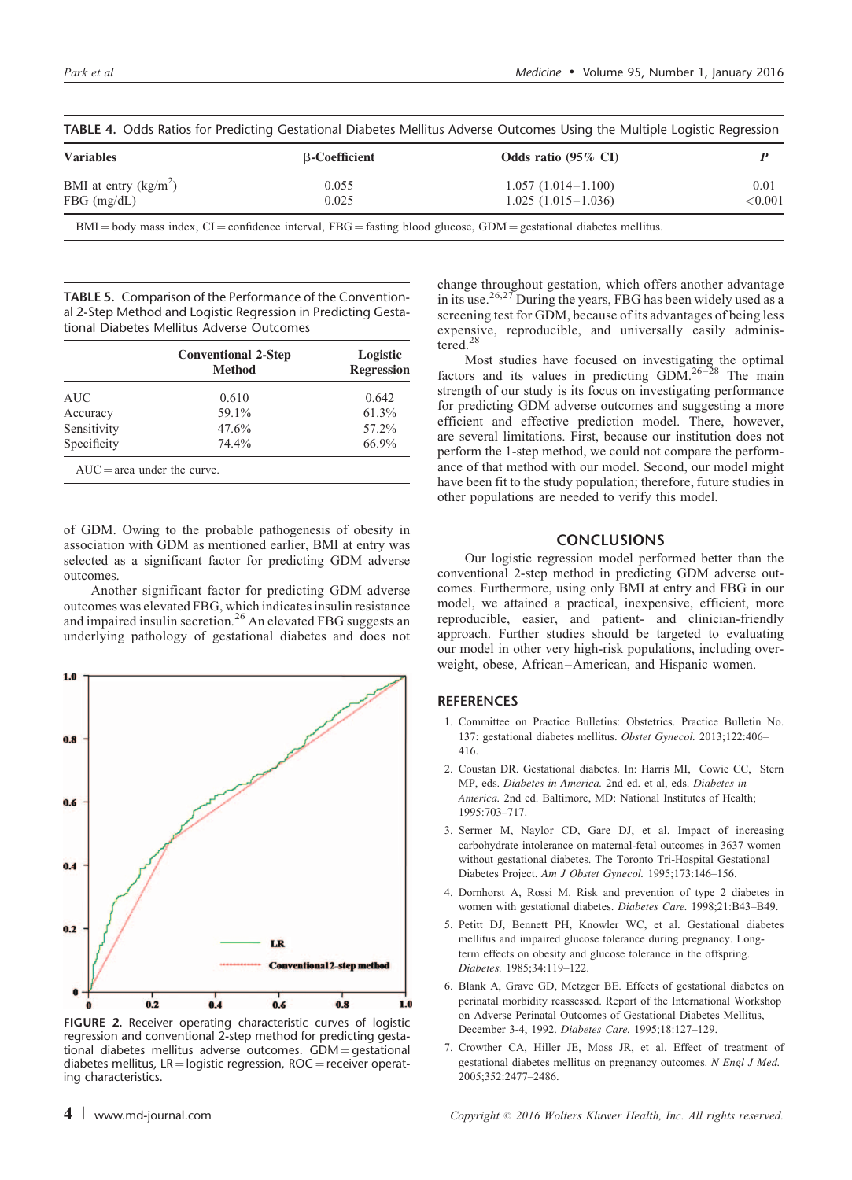TABLE 4. Odds Ratios for Predicting Gestational Diabetes Mellitus Adverse Outcomes Using the Multiple Logistic Regression

| Variables | β-Coefficient | Odds ratio (95% CI) | *P* |
|---|---|---|---|
| BMI at entry (kg/m$^2$) | 0.055 | 1.057 (1.014–1.100) | 0.01 |
| FBG (mg/dL) | 0.025 | 1.025 (1.015–1.036) | <0.001 |

BMI = body mass index, CI = confidence interval, FBG = fasting blood glucose, GDM = gestational diabetes mellitus.

TABLE 5. Comparison of the Performance of the Conventional 2-Step Method and Logistic Regression in Predicting Gestational Diabetes Mellitus Adverse Outcomes

| | Conventional 2-Step Method | Logistic Regression |
|---|---|---|
| AUC | 0.610 | 0.642 |
| Accuracy | 59.1% | 61.3% |
| Sensitivity | 47.6% | 57.2% |
| Specificity | 74.4% | 66.9% |

AUC = area under the curve.

of GDM. Owing to the probable pathogenesis of obesity in association with GDM as mentioned earlier, BMI at entry was selected as a significant factor for predicting GDM adverse outcomes.

Another significant factor for predicting GDM adverse outcomes was elevated FBG, which indicates insulin resistance and impaired insulin secretion.[26] An elevated FBG suggests an underlying pathology of gestational diabetes and does not change throughout gestation, which offers another advantage in its use.[26,27] During the years, FBG has been widely used as a screening test for GDM, because of its advantages of being less expensive, reproducible, and universally easily administered.[28]

Most studies have focused on investigating the optimal factors and its values in predicting GDM.[26–28] The main strength of our study is its focus on investigating performance for predicting GDM adverse outcomes and suggesting a more efficient and effective prediction model. There, however, are several limitations. First, because our institution does not perform the 1-step method, we could not compare the performance of that method with our model. Second, our model might have been fit to the study population; therefore, future studies in other populations are needed to verify this model.

FIGURE 2. Receiver operating characteristic curves of logistic regression and conventional 2-step method for predicting gestational diabetes mellitus adverse outcomes. GDM = gestational diabetes mellitus, LR = logistic regression, ROC = receiver operating characteristics.

## CONCLUSIONS

Our logistic regression model performed better than the conventional 2-step method in predicting GDM adverse outcomes. Furthermore, using only BMI at entry and FBG in our model, we attained a practical, inexpensive, efficient, more reproducible, easier, and patient- and clinician-friendly approach. Further studies should be targeted to evaluating our model in other very high-risk populations, including overweight, obese, African–American, and Hispanic women.

## REFERENCES

1. Committee on Practice Bulletins: Obstetrics. Practice Bulletin No. 137: gestational diabetes mellitus. *Obstet Gynecol.* 2013;122:406–416.
2. Coustan DR. Gestational diabetes. In: Harris MI, Cowie CC, Stern MP, eds. *Diabetes in America.* 2nd ed. et al, eds. *Diabetes in America.* 2nd ed. Baltimore, MD: National Institutes of Health; 1995:703–717.
3. Sermer M, Naylor CD, Gare DJ, et al. Impact of increasing carbohydrate intolerance on maternal-fetal outcomes in 3637 women without gestational diabetes. The Toronto Tri-Hospital Gestational Diabetes Project. *Am J Obstet Gynecol.* 1995;173:146–156.
4. Dornhorst A, Rossi M. Risk and prevention of type 2 diabetes in women with gestational diabetes. *Diabetes Care.* 1998;21:B43–B49.
5. Petitt DJ, Bennett PH, Knowler WC, et al. Gestational diabetes mellitus and impaired glucose tolerance during pregnancy. Long-term effects on obesity and glucose tolerance in the offspring. *Diabetes.* 1985;34:119–122.
6. Blank A, Grave GD, Metzger BE. Effects of gestational diabetes on perinatal morbidity reassessed. Report of the International Workshop on Adverse Perinatal Outcomes of Gestational Diabetes Mellitus, December 3-4, 1992. *Diabetes Care.* 1995;18:127–129.
7. Crowther CA, Hiller JE, Moss JR, et al. Effect of treatment of gestational diabetes mellitus on pregnancy outcomes. *N Engl J Med.* 2005;352:2477–2486.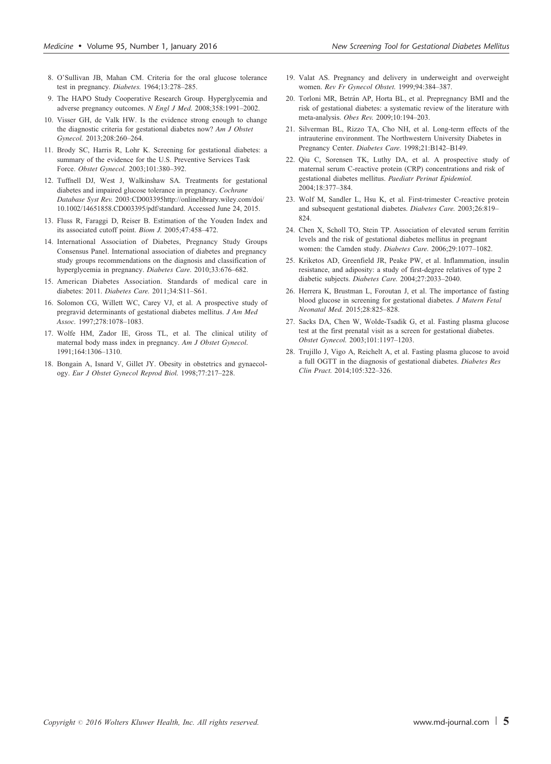8. O'Sullivan JB, Mahan CM. Criteria for the oral glucose tolerance test in pregnancy. *Diabetes.* 1964;13:278–285.
9. The HAPO Study Cooperative Research Group. Hyperglycemia and adverse pregnancy outcomes. *N Engl J Med.* 2008;358:1991–2002.
10. Visser GH, de Valk HW. Is the evidence strong enough to change the diagnostic criteria for gestational diabetes now? *Am J Obstet Gynecol.* 2013;208:260–264.
11. Brody SC, Harris R, Lohr K. Screening for gestational diabetes: a summary of the evidence for the U.S. Preventive Services Task Force. *Obstet Gynecol.* 2003;101:380–392.
12. Tuffnell DJ, West J, Walkinshaw SA. Treatments for gestational diabetes and impaired glucose tolerance in pregnancy. *Cochrane Database Syst Rev.* 2003:CD003395http://onlinelibrary.wiley.com/doi/10.1002/14651858.CD003395/pdf/standard. Accessed June 24, 2015.
13. Fluss R, Faraggi D, Reiser B. Estimation of the Youden Index and its associated cutoff point. *Biom J.* 2005;47:458–472.
14. International Association of Diabetes, Pregnancy Study Groups Consensus Panel. International association of diabetes and pregnancy study groups recommendations on the diagnosis and classification of hyperglycemia in pregnancy. *Diabetes Care.* 2010;33:676–682.
15. American Diabetes Association. Standards of medical care in diabetes: 2011. *Diabetes Care.* 2011;34:S11–S61.
16. Solomon CG, Willett WC, Carey VJ, et al. A prospective study of pregravid determinants of gestational diabetes mellitus. *J Am Med Assoc.* 1997;278:1078–1083.
17. Wolfe HM, Zador IE, Gross TL, et al. The clinical utility of maternal body mass index in pregnancy. *Am J Obstet Gynecol.* 1991;164:1306–1310.
18. Bongain A, Isnard V, Gillet JY. Obesity in obstetrics and gynaecology. *Eur J Obstet Gynecol Reprod Biol.* 1998;77:217–228.
19. Valat AS. Pregnancy and delivery in underweight and overweight women. *Rev Fr Gynecol Obstet.* 1999;94:384–387.
20. Torloni MR, Betrán AP, Horta BL, et al. Prepregnancy BMI and the risk of gestational diabetes: a systematic review of the literature with meta-analysis. *Obes Rev.* 2009;10:194–203.
21. Silverman BL, Rizzo TA, Cho NH, et al. Long-term effects of the intrauterine environment. The Northwestern University Diabetes in Pregnancy Center. *Diabetes Care.* 1998;21:B142–B149.
22. Qiu C, Sorensen TK, Luthy DA, et al. A prospective study of maternal serum C-reactive protein (CRP) concentrations and risk of gestational diabetes mellitus. *Paediatr Perinat Epidemiol.* 2004;18:377–384.
23. Wolf M, Sandler L, Hsu K, et al. First-trimester C-reactive protein and subsequent gestational diabetes. *Diabetes Care.* 2003;26:819–824.
24. Chen X, Scholl TO, Stein TP. Association of elevated serum ferritin levels and the risk of gestational diabetes mellitus in pregnant women: the Camden study. *Diabetes Care.* 2006;29:1077–1082.
25. Kriketos AD, Greenfield JR, Peake PW, et al. Inflammation, insulin resistance, and adiposity: a study of first-degree relatives of type 2 diabetic subjects. *Diabetes Care.* 2004;27:2033–2040.
26. Herrera K, Brustman L, Foroutan J, et al. The importance of fasting blood glucose in screening for gestational diabetes. *J Matern Fetal Neonatal Med.* 2015;28:825–828.
27. Sacks DA, Chen W, Wolde-Tsadik G, et al. Fasting plasma glucose test at the first prenatal visit as a screen for gestational diabetes. *Obstet Gynecol.* 2003;101:1197–1203.
28. Trujillo J, Vigo A, Reichelt A, et al. Fasting plasma glucose to avoid a full OGTT in the diagnosis of gestational diabetes. *Diabetes Res Clin Pract.* 2014;105:322–326.